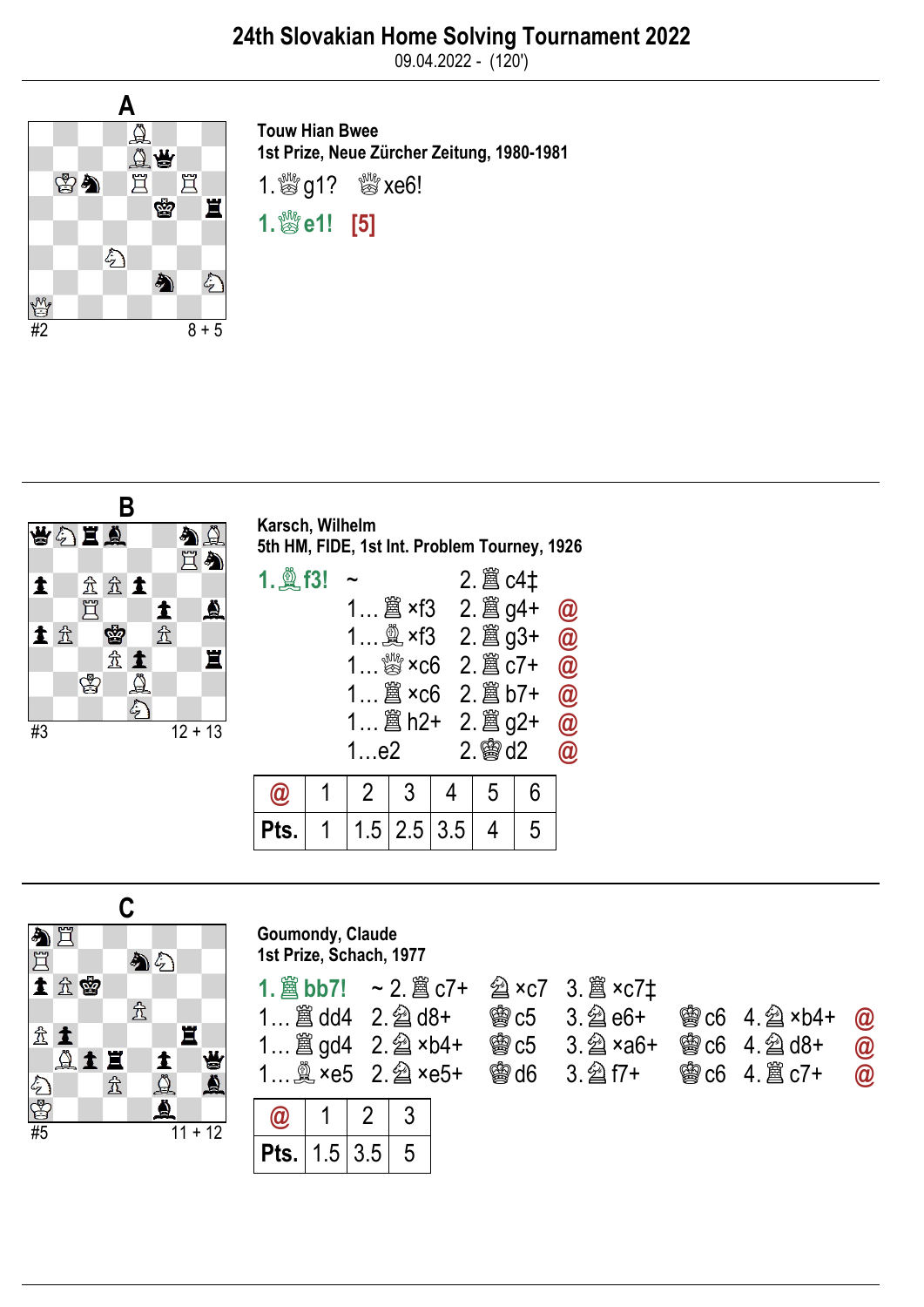# 24th Slovakian Home Solving Tournament 2022

09.04.2022 - (120')

## A

#2 8 + 5

**Touw Hian Bwee**
**1st Prize, Neue Zürcher Zeitung, 1980-1981**

1.♕g1? ♕xe6!

**1.♕e1! [5]**

## B

#3 12 + 13

**Karsch, Wilhelm**
**5th HM, FIDE, 1st Int. Problem Tourney, 1926**

**1.♗f3!** ~ 2.♖c4‡
1…♖×f3 2.♖g4+ @
1…♗×f3 2.♖g3+ @
1…♕×c6 2.♖c7+ @
1…♖×c6 2.♖b7+ @
1…♖h2+ 2.♖g2+ @
1…e2 2.♔d2 @

| @ | 1 | 2 | 3 | 4 | 5 | 6 |
|---|---|---|---|---|---|---|
| Pts. | 1 | 1.5 | 2.5 | 3.5 | 4 | 5 |

## C

#5 11 + 12

**Goumondy, Claude**
**1st Prize, Schach, 1977**

**1.♖bb7!** ~ 2.♖c7+ ♘×c7 3.♖×c7‡
1…♖dd4 2.♘d8+ ♔c5 3.♘e6+ ♔c6 4.♘×b4+ @
1…♖gd4 2.♘×b4+ ♔c5 3.♘×a6+ ♔c6 4.♘d8+ @
1…♗×e5 2.♘×e5+ ♔d6 3.♘f7+ ♔c6 4.♖c7+ @

| @ | 1 | 2 | 3 |
|---|---|---|---|
| Pts. | 1.5 | 3.5 | 5 |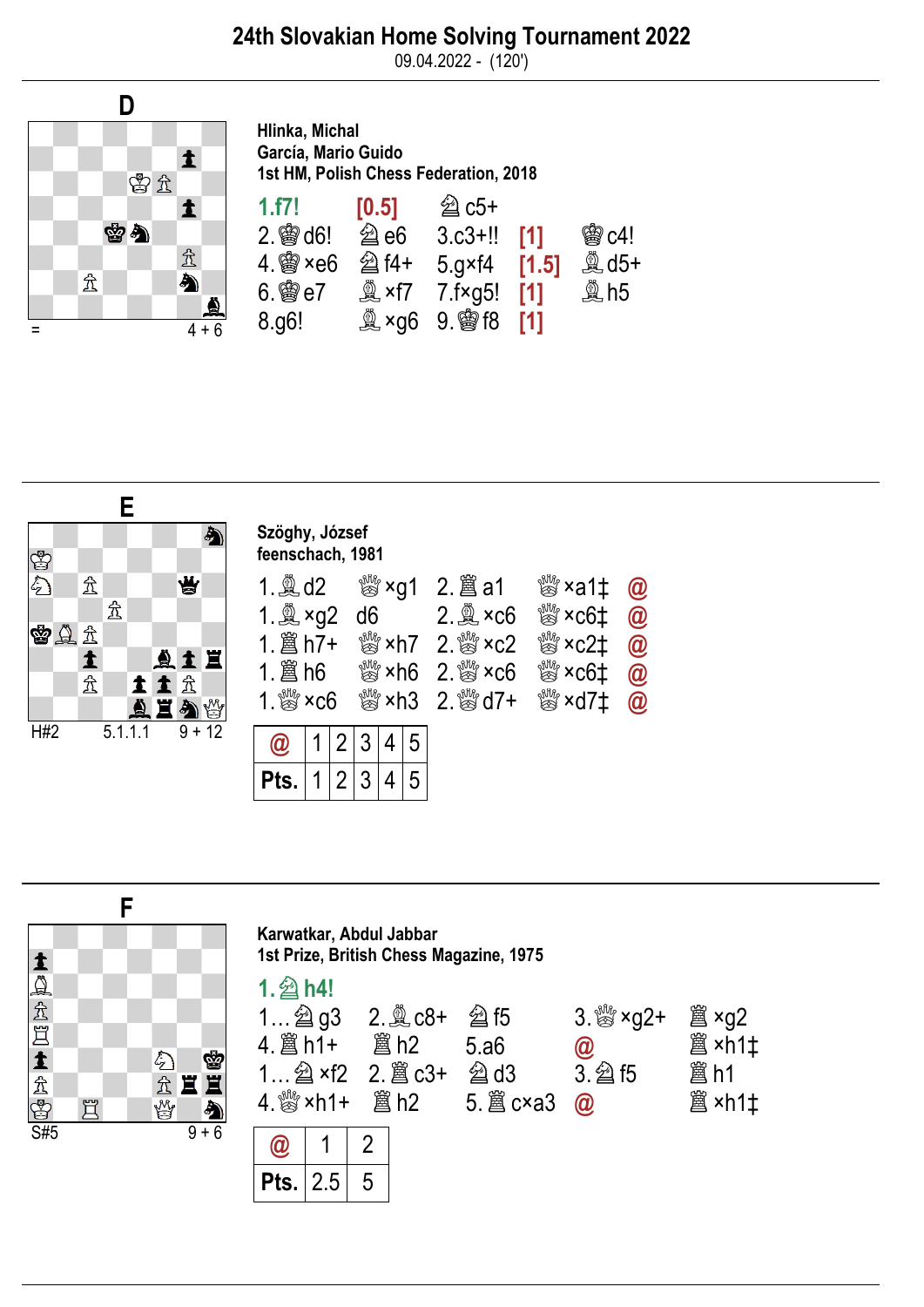# 24th Slovakian Home Solving Tournament 2022

09.04.2022 - (120')

## D

= 4 + 6

**Hlinka, Michal**
**García, Mario Guido**
**1st HM, Polish Chess Federation, 2018**

| | | | | |
|---|---|---|---|---|
| 1.f7! | [0.5] | ♘c5+ | | |
| 2.♔d6! | ♘e6 | 3.c3+!! | [1] | ♚c4! |
| 4.♔×e6 | ♘f4+ | 5.g×f4 | [1.5] | ♗d5+ |
| 6.♔e7 | ♗×f7 | 7.f×g5! | [1] | ♗h5 |
| 8.g6! | ♗×g6 | 9.♔f8 | [1] | |

## E

H#2 5.1.1.1 9 + 12

**Szöghy, József**
**feenschach, 1981**

| | | | | |
|---|---|---|---|---|
| 1.♝d2 | ♕×g1 | 2.♜a1 | ♕×a1‡ | @ |
| 1.♝×g2 | d6 | 2.♝×c6 | ♕×c6‡ | @ |
| 1.♜h7+ | ♕×h7 | 2.♛×c2 | ♕×c2‡ | @ |
| 1.♜h6 | ♕×h6 | 2.♛×c6 | ♕×c6‡ | @ |
| 1.♛×c6 | ♕×h3 | 2.♛d7+ | ♕×d7‡ | @ |

| @ | 1 | 2 | 3 | 4 | 5 |
|---|---|---|---|---|---|
| Pts. | 1 | 2 | 3 | 4 | 5 |

## F

S#5 9 + 6

**Karwatkar, Abdul Jabbar**
**1st Prize, British Chess Magazine, 1975**

**1.♘h4!**

| | | | | |
|---|---|---|---|---|
| 1...♞g3 | 2.♗c8+ | ♞f5 | 3.♕×g2+ | ♜×g2 |
| 4.♖h1+ | ♜h2 | 5.a6 | @ | ♜×h1‡ |
| 1...♞×f2 | 2.♖c3+ | ♞d3 | 3.♘f5 | ♜h1 |
| 4.♕×h1+ | ♜h2 | 5.♖c×a3 | @ | ♜×h1‡ |

| @ | 1 | 2 |
|---|---|---|
| Pts. | 2.5 | 5 |